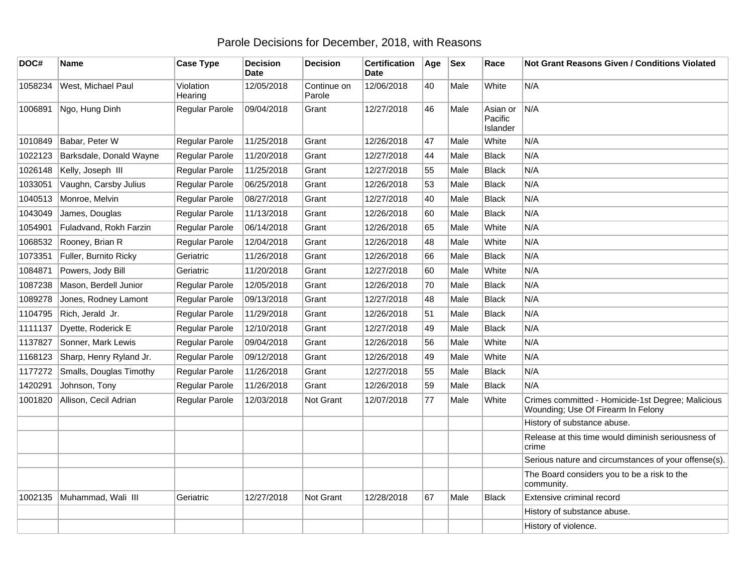# Parole Decisions for December, 2018, with Reasons

| DOC# | Name | Case Type | Decision Date | Decision | Certification Date | Age | Sex | Race | Not Grant Reasons Given / Conditions Violated |
|---|---|---|---|---|---|---|---|---|---|
| 1058234 | West, Michael Paul | Violation Hearing | 12/05/2018 | Continue on Parole | 12/06/2018 | 40 | Male | White | N/A |
| 1006891 | Ngo, Hung Dinh | Regular Parole | 09/04/2018 | Grant | 12/27/2018 | 46 | Male | Asian or Pacific Islander | N/A |
| 1010849 | Babar, Peter W | Regular Parole | 11/25/2018 | Grant | 12/26/2018 | 47 | Male | White | N/A |
| 1022123 | Barksdale, Donald Wayne | Regular Parole | 11/20/2018 | Grant | 12/27/2018 | 44 | Male | Black | N/A |
| 1026148 | Kelly, Joseph III | Regular Parole | 11/25/2018 | Grant | 12/27/2018 | 55 | Male | Black | N/A |
| 1033051 | Vaughn, Carsby Julius | Regular Parole | 06/25/2018 | Grant | 12/26/2018 | 53 | Male | Black | N/A |
| 1040513 | Monroe, Melvin | Regular Parole | 08/27/2018 | Grant | 12/27/2018 | 40 | Male | Black | N/A |
| 1043049 | James, Douglas | Regular Parole | 11/13/2018 | Grant | 12/26/2018 | 60 | Male | Black | N/A |
| 1054901 | Fuladvand, Rokh Farzin | Regular Parole | 06/14/2018 | Grant | 12/26/2018 | 65 | Male | White | N/A |
| 1068532 | Rooney, Brian R | Regular Parole | 12/04/2018 | Grant | 12/26/2018 | 48 | Male | White | N/A |
| 1073351 | Fuller, Burnito Ricky | Geriatric | 11/26/2018 | Grant | 12/26/2018 | 66 | Male | Black | N/A |
| 1084871 | Powers, Jody Bill | Geriatric | 11/20/2018 | Grant | 12/27/2018 | 60 | Male | White | N/A |
| 1087238 | Mason, Berdell Junior | Regular Parole | 12/05/2018 | Grant | 12/26/2018 | 70 | Male | Black | N/A |
| 1089278 | Jones, Rodney Lamont | Regular Parole | 09/13/2018 | Grant | 12/27/2018 | 48 | Male | Black | N/A |
| 1104795 | Rich, Jerald Jr. | Regular Parole | 11/29/2018 | Grant | 12/26/2018 | 51 | Male | Black | N/A |
| 1111137 | Dyette, Roderick E | Regular Parole | 12/10/2018 | Grant | 12/27/2018 | 49 | Male | Black | N/A |
| 1137827 | Sonner, Mark Lewis | Regular Parole | 09/04/2018 | Grant | 12/26/2018 | 56 | Male | White | N/A |
| 1168123 | Sharp, Henry Ryland Jr. | Regular Parole | 09/12/2018 | Grant | 12/26/2018 | 49 | Male | White | N/A |
| 1177272 | Smalls, Douglas Timothy | Regular Parole | 11/26/2018 | Grant | 12/27/2018 | 55 | Male | Black | N/A |
| 1420291 | Johnson, Tony | Regular Parole | 11/26/2018 | Grant | 12/26/2018 | 59 | Male | Black | N/A |
| 1001820 | Allison, Cecil Adrian | Regular Parole | 12/03/2018 | Not Grant | 12/07/2018 | 77 | Male | White | Crimes committed - Homicide-1st Degree; Malicious Wounding; Use Of Firearm In Felony |
| | | | | | | | | | History of substance abuse. |
| | | | | | | | | | Release at this time would diminish seriousness of crime |
| | | | | | | | | | Serious nature and circumstances of your offense(s). |
| | | | | | | | | | The Board considers you to be a risk to the community. |
| 1002135 | Muhammad, Wali III | Geriatric | 12/27/2018 | Not Grant | 12/28/2018 | 67 | Male | Black | Extensive criminal record |
| | | | | | | | | | History of substance abuse. |
| | | | | | | | | | History of violence. |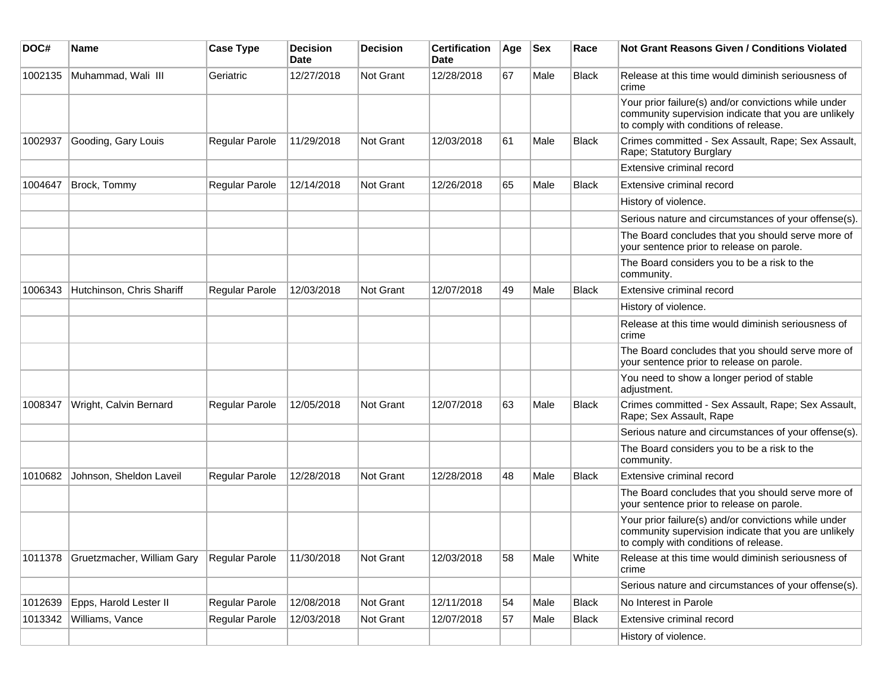| DOC# | Name | Case Type | Decision Date | Decision | Certification Date | Age | Sex | Race | Not Grant Reasons Given / Conditions Violated |
|---|---|---|---|---|---|---|---|---|---|
| 1002135 | Muhammad, Wali III | Geriatric | 12/27/2018 | Not Grant | 12/28/2018 | 67 | Male | Black | Release at this time would diminish seriousness of crime |
| | | | | | | | | | Your prior failure(s) and/or convictions while under community supervision indicate that you are unlikely to comply with conditions of release. |
| 1002937 | Gooding, Gary Louis | Regular Parole | 11/29/2018 | Not Grant | 12/03/2018 | 61 | Male | Black | Crimes committed - Sex Assault, Rape; Sex Assault, Rape; Statutory Burglary |
| | | | | | | | | | Extensive criminal record |
| 1004647 | Brock, Tommy | Regular Parole | 12/14/2018 | Not Grant | 12/26/2018 | 65 | Male | Black | Extensive criminal record |
| | | | | | | | | | History of violence. |
| | | | | | | | | | Serious nature and circumstances of your offense(s). |
| | | | | | | | | | The Board concludes that you should serve more of your sentence prior to release on parole. |
| | | | | | | | | | The Board considers you to be a risk to the community. |
| 1006343 | Hutchinson, Chris Shariff | Regular Parole | 12/03/2018 | Not Grant | 12/07/2018 | 49 | Male | Black | Extensive criminal record |
| | | | | | | | | | History of violence. |
| | | | | | | | | | Release at this time would diminish seriousness of crime |
| | | | | | | | | | The Board concludes that you should serve more of your sentence prior to release on parole. |
| | | | | | | | | | You need to show a longer period of stable adjustment. |
| 1008347 | Wright, Calvin Bernard | Regular Parole | 12/05/2018 | Not Grant | 12/07/2018 | 63 | Male | Black | Crimes committed - Sex Assault, Rape; Sex Assault, Rape; Sex Assault, Rape |
| | | | | | | | | | Serious nature and circumstances of your offense(s). |
| | | | | | | | | | The Board considers you to be a risk to the community. |
| 1010682 | Johnson, Sheldon Laveil | Regular Parole | 12/28/2018 | Not Grant | 12/28/2018 | 48 | Male | Black | Extensive criminal record |
| | | | | | | | | | The Board concludes that you should serve more of your sentence prior to release on parole. |
| | | | | | | | | | Your prior failure(s) and/or convictions while under community supervision indicate that you are unlikely to comply with conditions of release. |
| 1011378 | Gruetzmacher, William Gary | Regular Parole | 11/30/2018 | Not Grant | 12/03/2018 | 58 | Male | White | Release at this time would diminish seriousness of crime |
| | | | | | | | | | Serious nature and circumstances of your offense(s). |
| 1012639 | Epps, Harold Lester II | Regular Parole | 12/08/2018 | Not Grant | 12/11/2018 | 54 | Male | Black | No Interest in Parole |
| 1013342 | Williams, Vance | Regular Parole | 12/03/2018 | Not Grant | 12/07/2018 | 57 | Male | Black | Extensive criminal record |
| | | | | | | | | | History of violence. |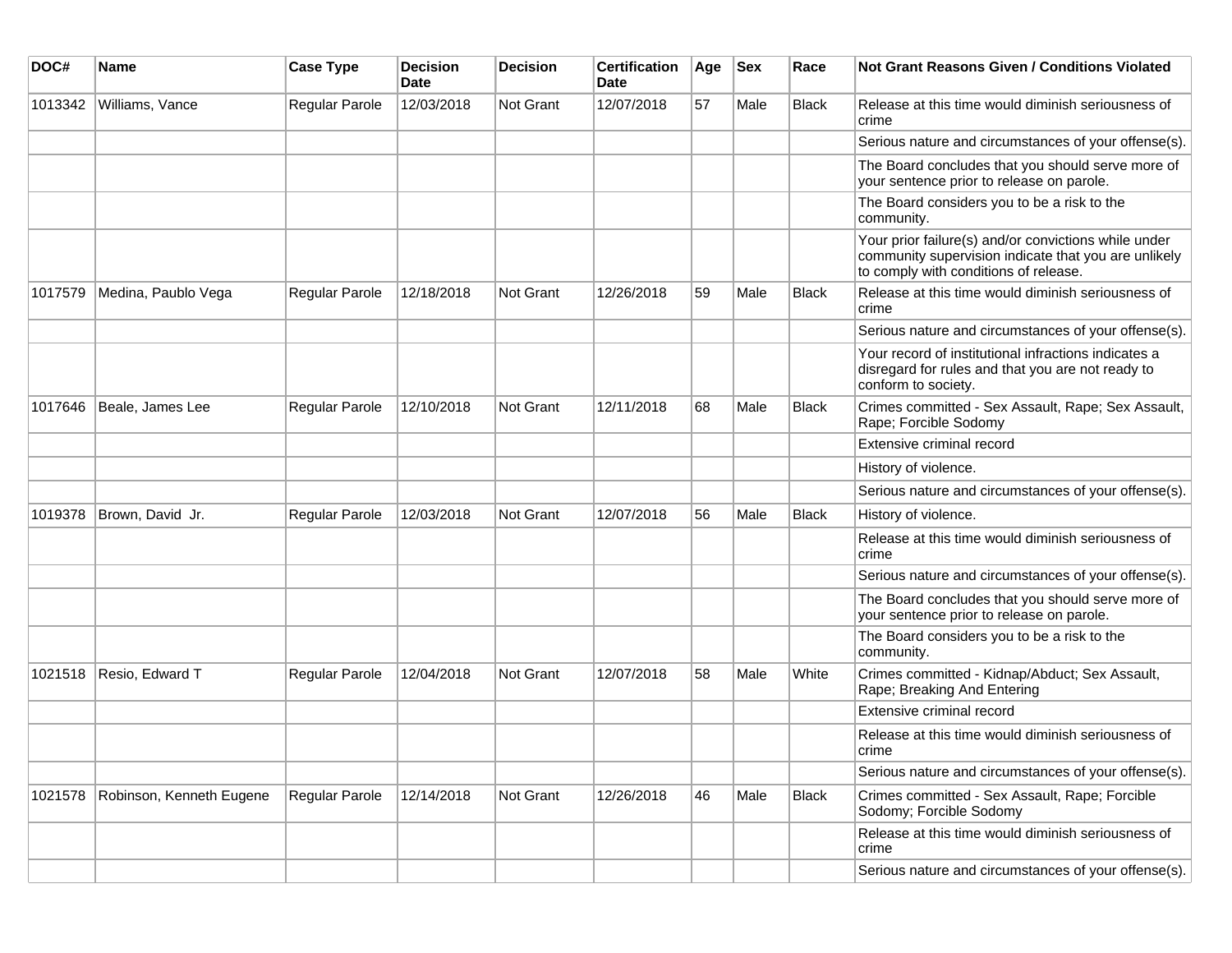| DOC# | Name | Case Type | Decision Date | Decision | Certification Date | Age | Sex | Race | Not Grant Reasons Given / Conditions Violated |
|---|---|---|---|---|---|---|---|---|---|
| 1013342 | Williams, Vance | Regular Parole | 12/03/2018 | Not Grant | 12/07/2018 | 57 | Male | Black | Release at this time would diminish seriousness of crime |
| | | | | | | | | | Serious nature and circumstances of your offense(s). |
| | | | | | | | | | The Board concludes that you should serve more of your sentence prior to release on parole. |
| | | | | | | | | | The Board considers you to be a risk to the community. |
| | | | | | | | | | Your prior failure(s) and/or convictions while under community supervision indicate that you are unlikely to comply with conditions of release. |
| 1017579 | Medina, Paublo Vega | Regular Parole | 12/18/2018 | Not Grant | 12/26/2018 | 59 | Male | Black | Release at this time would diminish seriousness of crime |
| | | | | | | | | | Serious nature and circumstances of your offense(s). |
| | | | | | | | | | Your record of institutional infractions indicates a disregard for rules and that you are not ready to conform to society. |
| 1017646 | Beale, James Lee | Regular Parole | 12/10/2018 | Not Grant | 12/11/2018 | 68 | Male | Black | Crimes committed - Sex Assault, Rape; Sex Assault, Rape; Forcible Sodomy |
| | | | | | | | | | Extensive criminal record |
| | | | | | | | | | History of violence. |
| | | | | | | | | | Serious nature and circumstances of your offense(s). |
| 1019378 | Brown, David Jr. | Regular Parole | 12/03/2018 | Not Grant | 12/07/2018 | 56 | Male | Black | History of violence. |
| | | | | | | | | | Release at this time would diminish seriousness of crime |
| | | | | | | | | | Serious nature and circumstances of your offense(s). |
| | | | | | | | | | The Board concludes that you should serve more of your sentence prior to release on parole. |
| | | | | | | | | | The Board considers you to be a risk to the community. |
| 1021518 | Resio, Edward T | Regular Parole | 12/04/2018 | Not Grant | 12/07/2018 | 58 | Male | White | Crimes committed - Kidnap/Abduct; Sex Assault, Rape; Breaking And Entering |
| | | | | | | | | | Extensive criminal record |
| | | | | | | | | | Release at this time would diminish seriousness of crime |
| | | | | | | | | | Serious nature and circumstances of your offense(s). |
| 1021578 | Robinson, Kenneth Eugene | Regular Parole | 12/14/2018 | Not Grant | 12/26/2018 | 46 | Male | Black | Crimes committed - Sex Assault, Rape; Forcible Sodomy; Forcible Sodomy |
| | | | | | | | | | Release at this time would diminish seriousness of crime |
| | | | | | | | | | Serious nature and circumstances of your offense(s). |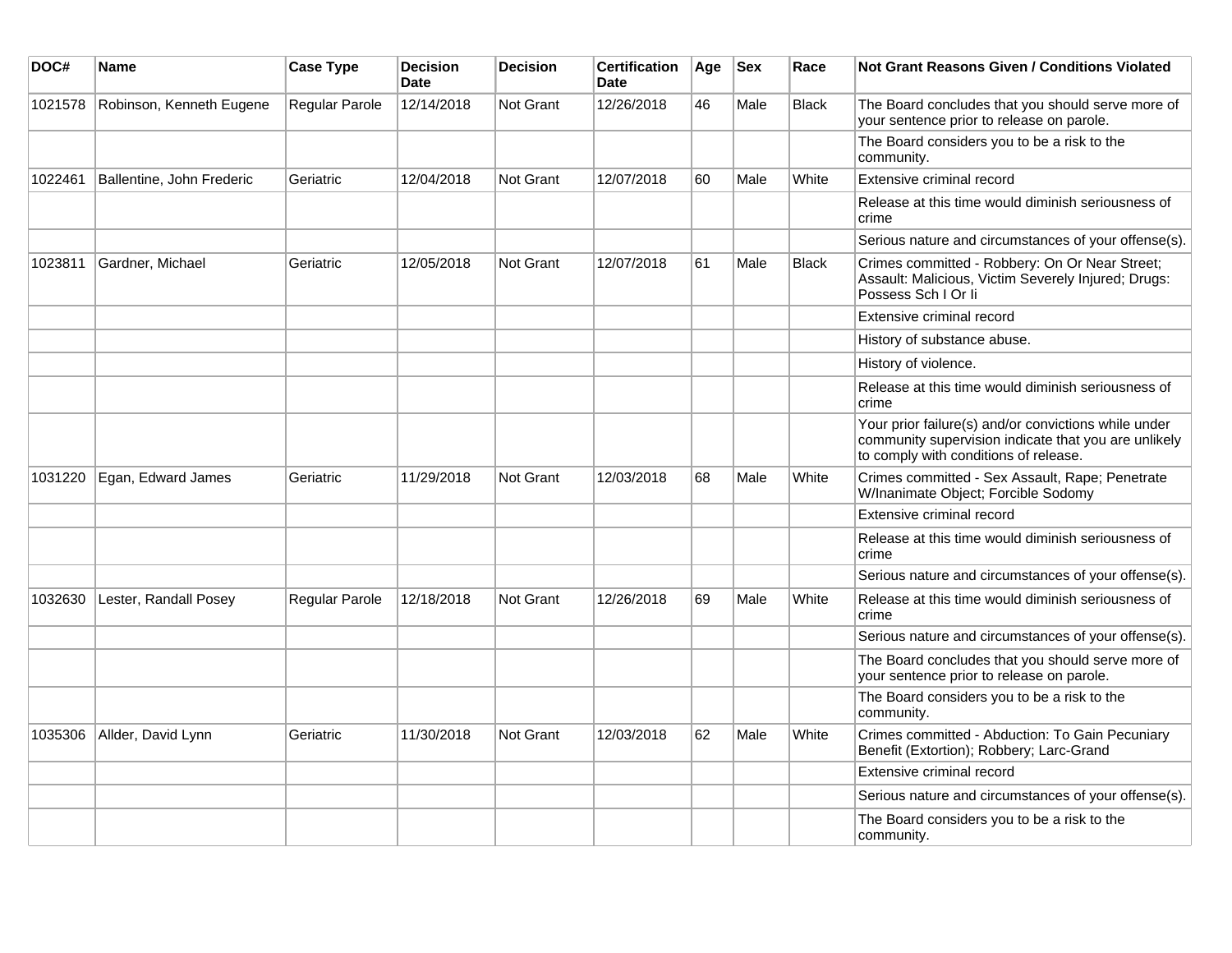| DOC# | Name | Case Type | Decision Date | Decision | Certification Date | Age | Sex | Race | Not Grant Reasons Given / Conditions Violated |
|---|---|---|---|---|---|---|---|---|---|
| 1021578 | Robinson, Kenneth Eugene | Regular Parole | 12/14/2018 | Not Grant | 12/26/2018 | 46 | Male | Black | The Board concludes that you should serve more of your sentence prior to release on parole. |
| | | | | | | | | | The Board considers you to be a risk to the community. |
| 1022461 | Ballentine, John Frederic | Geriatric | 12/04/2018 | Not Grant | 12/07/2018 | 60 | Male | White | Extensive criminal record |
| | | | | | | | | | Release at this time would diminish seriousness of crime |
| | | | | | | | | | Serious nature and circumstances of your offense(s). |
| 1023811 | Gardner, Michael | Geriatric | 12/05/2018 | Not Grant | 12/07/2018 | 61 | Male | Black | Crimes committed - Robbery: On Or Near Street; Assault: Malicious, Victim Severely Injured; Drugs: Possess Sch I Or Ii |
| | | | | | | | | | Extensive criminal record |
| | | | | | | | | | History of substance abuse. |
| | | | | | | | | | History of violence. |
| | | | | | | | | | Release at this time would diminish seriousness of crime |
| | | | | | | | | | Your prior failure(s) and/or convictions while under community supervision indicate that you are unlikely to comply with conditions of release. |
| 1031220 | Egan, Edward James | Geriatric | 11/29/2018 | Not Grant | 12/03/2018 | 68 | Male | White | Crimes committed - Sex Assault, Rape; Penetrate W/Inanimate Object; Forcible Sodomy |
| | | | | | | | | | Extensive criminal record |
| | | | | | | | | | Release at this time would diminish seriousness of crime |
| | | | | | | | | | Serious nature and circumstances of your offense(s). |
| 1032630 | Lester, Randall Posey | Regular Parole | 12/18/2018 | Not Grant | 12/26/2018 | 69 | Male | White | Release at this time would diminish seriousness of crime |
| | | | | | | | | | Serious nature and circumstances of your offense(s). |
| | | | | | | | | | The Board concludes that you should serve more of your sentence prior to release on parole. |
| | | | | | | | | | The Board considers you to be a risk to the community. |
| 1035306 | Allder, David Lynn | Geriatric | 11/30/2018 | Not Grant | 12/03/2018 | 62 | Male | White | Crimes committed - Abduction: To Gain Pecuniary Benefit (Extortion); Robbery; Larc-Grand |
| | | | | | | | | | Extensive criminal record |
| | | | | | | | | | Serious nature and circumstances of your offense(s). |
| | | | | | | | | | The Board considers you to be a risk to the community. |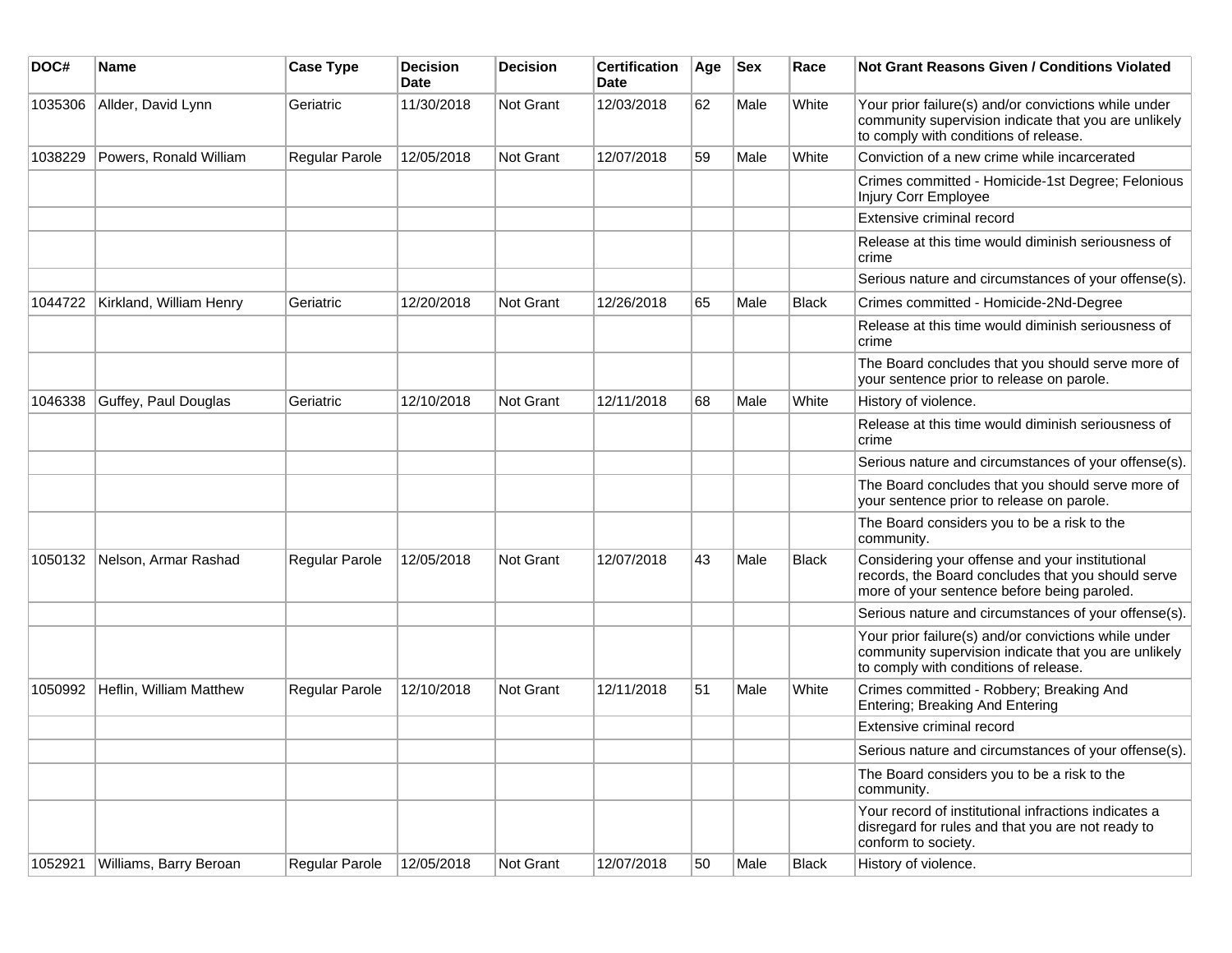| DOC# | Name | Case Type | Decision Date | Decision | Certification Date | Age | Sex | Race | Not Grant Reasons Given / Conditions Violated |
|---|---|---|---|---|---|---|---|---|---|
| 1035306 | Allder, David Lynn | Geriatric | 11/30/2018 | Not Grant | 12/03/2018 | 62 | Male | White | Your prior failure(s) and/or convictions while under community supervision indicate that you are unlikely to comply with conditions of release. |
| 1038229 | Powers, Ronald William | Regular Parole | 12/05/2018 | Not Grant | 12/07/2018 | 59 | Male | White | Conviction of a new crime while incarcerated |
| | | | | | | | | | Crimes committed - Homicide-1st Degree; Felonious Injury Corr Employee |
| | | | | | | | | | Extensive criminal record |
| | | | | | | | | | Release at this time would diminish seriousness of crime |
| | | | | | | | | | Serious nature and circumstances of your offense(s). |
| 1044722 | Kirkland, William Henry | Geriatric | 12/20/2018 | Not Grant | 12/26/2018 | 65 | Male | Black | Crimes committed - Homicide-2Nd-Degree |
| | | | | | | | | | Release at this time would diminish seriousness of crime |
| | | | | | | | | | The Board concludes that you should serve more of your sentence prior to release on parole. |
| 1046338 | Guffey, Paul Douglas | Geriatric | 12/10/2018 | Not Grant | 12/11/2018 | 68 | Male | White | History of violence. |
| | | | | | | | | | Release at this time would diminish seriousness of crime |
| | | | | | | | | | Serious nature and circumstances of your offense(s). |
| | | | | | | | | | The Board concludes that you should serve more of your sentence prior to release on parole. |
| | | | | | | | | | The Board considers you to be a risk to the community. |
| 1050132 | Nelson, Armar Rashad | Regular Parole | 12/05/2018 | Not Grant | 12/07/2018 | 43 | Male | Black | Considering your offense and your institutional records, the Board concludes that you should serve more of your sentence before being paroled. |
| | | | | | | | | | Serious nature and circumstances of your offense(s). |
| | | | | | | | | | Your prior failure(s) and/or convictions while under community supervision indicate that you are unlikely to comply with conditions of release. |
| 1050992 | Heflin, William Matthew | Regular Parole | 12/10/2018 | Not Grant | 12/11/2018 | 51 | Male | White | Crimes committed - Robbery; Breaking And Entering; Breaking And Entering |
| | | | | | | | | | Extensive criminal record |
| | | | | | | | | | Serious nature and circumstances of your offense(s). |
| | | | | | | | | | The Board considers you to be a risk to the community. |
| | | | | | | | | | Your record of institutional infractions indicates a disregard for rules and that you are not ready to conform to society. |
| 1052921 | Williams, Barry Beroan | Regular Parole | 12/05/2018 | Not Grant | 12/07/2018 | 50 | Male | Black | History of violence. |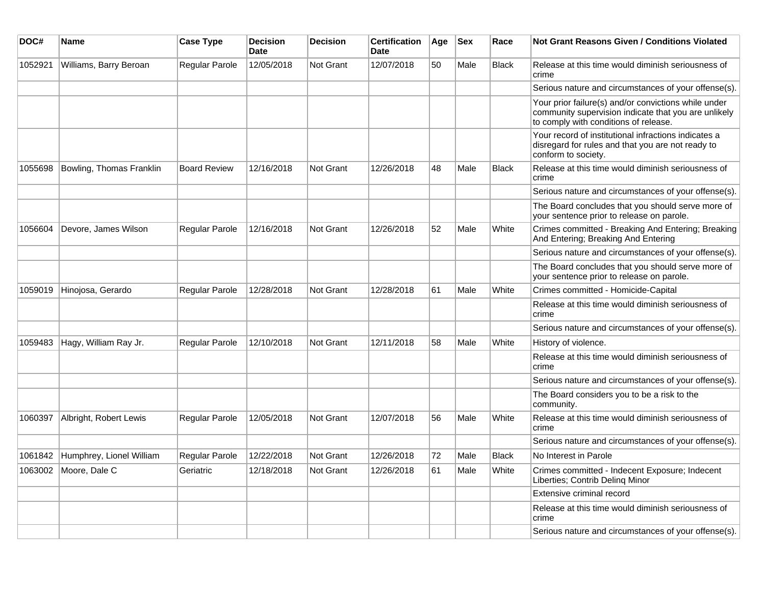| DOC# | Name | Case Type | Decision Date | Decision | Certification Date | Age | Sex | Race | Not Grant Reasons Given / Conditions Violated |
|---|---|---|---|---|---|---|---|---|---|
| 1052921 | Williams, Barry Beroan | Regular Parole | 12/05/2018 | Not Grant | 12/07/2018 | 50 | Male | Black | Release at this time would diminish seriousness of crime |
| | | | | | | | | | Serious nature and circumstances of your offense(s). |
| | | | | | | | | | Your prior failure(s) and/or convictions while under community supervision indicate that you are unlikely to comply with conditions of release. |
| | | | | | | | | | Your record of institutional infractions indicates a disregard for rules and that you are not ready to conform to society. |
| 1055698 | Bowling, Thomas Franklin | Board Review | 12/16/2018 | Not Grant | 12/26/2018 | 48 | Male | Black | Release at this time would diminish seriousness of crime |
| | | | | | | | | | Serious nature and circumstances of your offense(s). |
| | | | | | | | | | The Board concludes that you should serve more of your sentence prior to release on parole. |
| 1056604 | Devore, James Wilson | Regular Parole | 12/16/2018 | Not Grant | 12/26/2018 | 52 | Male | White | Crimes committed - Breaking And Entering; Breaking And Entering; Breaking And Entering |
| | | | | | | | | | Serious nature and circumstances of your offense(s). |
| | | | | | | | | | The Board concludes that you should serve more of your sentence prior to release on parole. |
| 1059019 | Hinojosa, Gerardo | Regular Parole | 12/28/2018 | Not Grant | 12/28/2018 | 61 | Male | White | Crimes committed - Homicide-Capital |
| | | | | | | | | | Release at this time would diminish seriousness of crime |
| | | | | | | | | | Serious nature and circumstances of your offense(s). |
| 1059483 | Hagy, William Ray Jr. | Regular Parole | 12/10/2018 | Not Grant | 12/11/2018 | 58 | Male | White | History of violence. |
| | | | | | | | | | Release at this time would diminish seriousness of crime |
| | | | | | | | | | Serious nature and circumstances of your offense(s). |
| | | | | | | | | | The Board considers you to be a risk to the community. |
| 1060397 | Albright, Robert Lewis | Regular Parole | 12/05/2018 | Not Grant | 12/07/2018 | 56 | Male | White | Release at this time would diminish seriousness of crime |
| | | | | | | | | | Serious nature and circumstances of your offense(s). |
| 1061842 | Humphrey, Lionel William | Regular Parole | 12/22/2018 | Not Grant | 12/26/2018 | 72 | Male | Black | No Interest in Parole |
| 1063002 | Moore, Dale C | Geriatric | 12/18/2018 | Not Grant | 12/26/2018 | 61 | Male | White | Crimes committed - Indecent Exposure; Indecent Liberties; Contrib Delinq Minor |
| | | | | | | | | | Extensive criminal record |
| | | | | | | | | | Release at this time would diminish seriousness of crime |
| | | | | | | | | | Serious nature and circumstances of your offense(s). |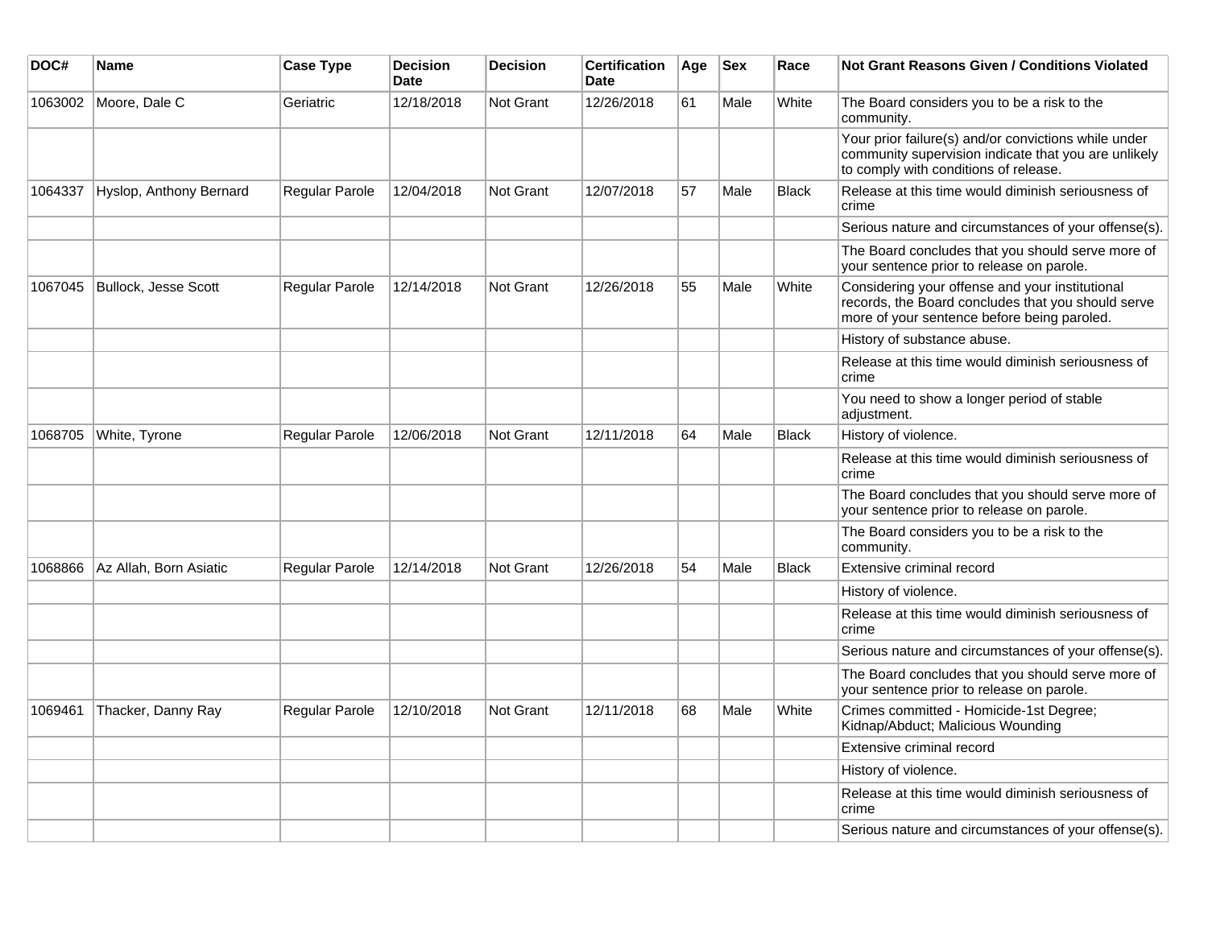| DOC# | Name | Case Type | Decision Date | Decision | Certification Date | Age | Sex | Race | Not Grant Reasons Given / Conditions Violated |
|---|---|---|---|---|---|---|---|---|---|
| 1063002 | Moore, Dale C | Geriatric | 12/18/2018 | Not Grant | 12/26/2018 | 61 | Male | White | The Board considers you to be a risk to the community. |
| | | | | | | | | | Your prior failure(s) and/or convictions while under community supervision indicate that you are unlikely to comply with conditions of release. |
| 1064337 | Hyslop, Anthony Bernard | Regular Parole | 12/04/2018 | Not Grant | 12/07/2018 | 57 | Male | Black | Release at this time would diminish seriousness of crime |
| | | | | | | | | | Serious nature and circumstances of your offense(s). |
| | | | | | | | | | The Board concludes that you should serve more of your sentence prior to release on parole. |
| 1067045 | Bullock, Jesse Scott | Regular Parole | 12/14/2018 | Not Grant | 12/26/2018 | 55 | Male | White | Considering your offense and your institutional records, the Board concludes that you should serve more of your sentence before being paroled. |
| | | | | | | | | | History of substance abuse. |
| | | | | | | | | | Release at this time would diminish seriousness of crime |
| | | | | | | | | | You need to show a longer period of stable adjustment. |
| 1068705 | White, Tyrone | Regular Parole | 12/06/2018 | Not Grant | 12/11/2018 | 64 | Male | Black | History of violence. |
| | | | | | | | | | Release at this time would diminish seriousness of crime |
| | | | | | | | | | The Board concludes that you should serve more of your sentence prior to release on parole. |
| | | | | | | | | | The Board considers you to be a risk to the community. |
| 1068866 | Az Allah, Born Asiatic | Regular Parole | 12/14/2018 | Not Grant | 12/26/2018 | 54 | Male | Black | Extensive criminal record |
| | | | | | | | | | History of violence. |
| | | | | | | | | | Release at this time would diminish seriousness of crime |
| | | | | | | | | | Serious nature and circumstances of your offense(s). |
| | | | | | | | | | The Board concludes that you should serve more of your sentence prior to release on parole. |
| 1069461 | Thacker, Danny Ray | Regular Parole | 12/10/2018 | Not Grant | 12/11/2018 | 68 | Male | White | Crimes committed - Homicide-1st Degree; Kidnap/Abduct; Malicious Wounding |
| | | | | | | | | | Extensive criminal record |
| | | | | | | | | | History of violence. |
| | | | | | | | | | Release at this time would diminish seriousness of crime |
| | | | | | | | | | Serious nature and circumstances of your offense(s). |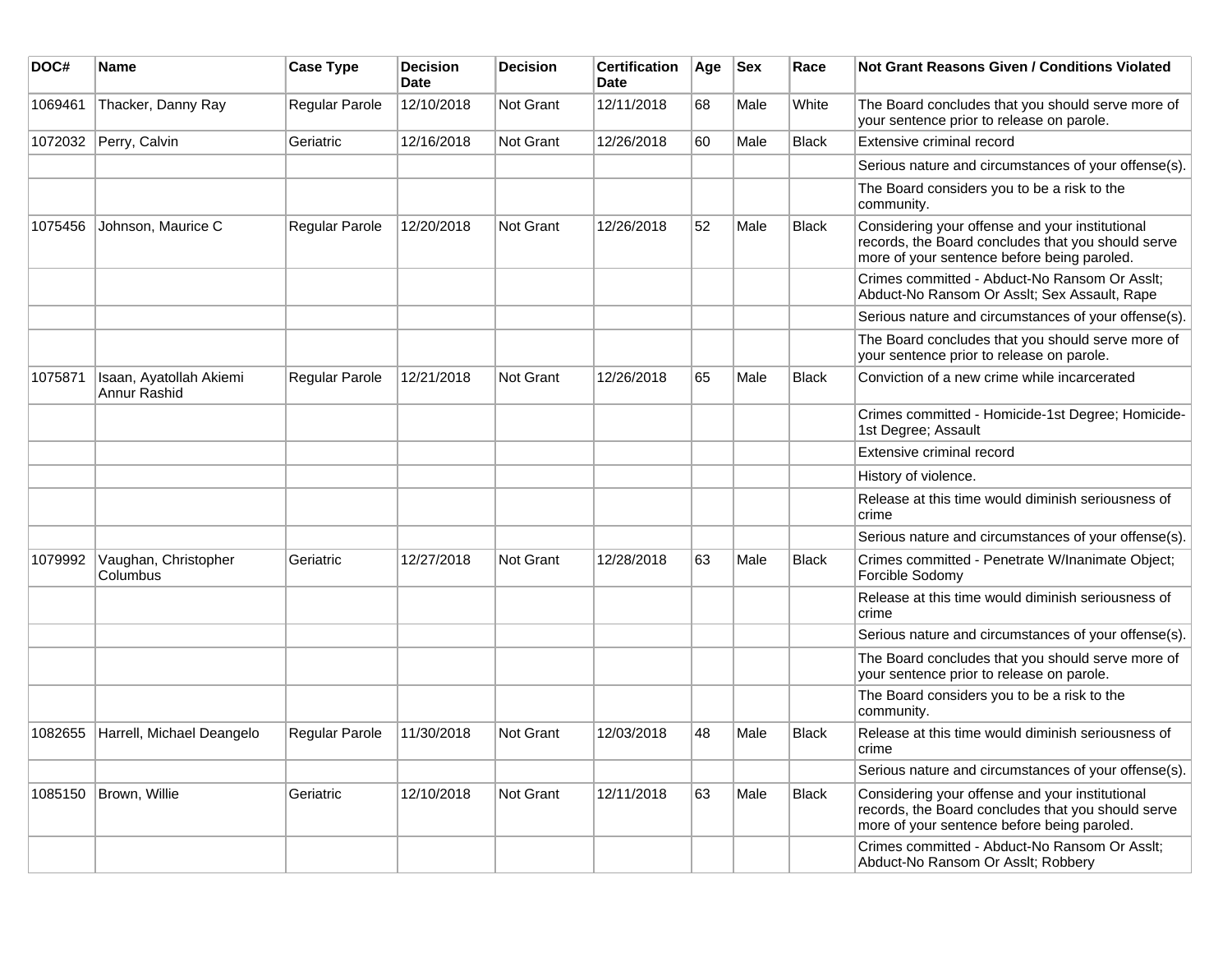| DOC# | Name | Case Type | Decision Date | Decision | Certification Date | Age | Sex | Race | Not Grant Reasons Given / Conditions Violated |
|---|---|---|---|---|---|---|---|---|---|
| 1069461 | Thacker, Danny Ray | Regular Parole | 12/10/2018 | Not Grant | 12/11/2018 | 68 | Male | White | The Board concludes that you should serve more of your sentence prior to release on parole. |
| 1072032 | Perry, Calvin | Geriatric | 12/16/2018 | Not Grant | 12/26/2018 | 60 | Male | Black | Extensive criminal record |
| | | | | | | | | | Serious nature and circumstances of your offense(s). |
| | | | | | | | | | The Board considers you to be a risk to the community. |
| 1075456 | Johnson, Maurice C | Regular Parole | 12/20/2018 | Not Grant | 12/26/2018 | 52 | Male | Black | Considering your offense and your institutional records, the Board concludes that you should serve more of your sentence before being paroled. |
| | | | | | | | | | Crimes committed - Abduct-No Ransom Or Asslt; Abduct-No Ransom Or Asslt; Sex Assault, Rape |
| | | | | | | | | | Serious nature and circumstances of your offense(s). |
| | | | | | | | | | The Board concludes that you should serve more of your sentence prior to release on parole. |
| 1075871 | Isaan, Ayatollah Akiemi Annur Rashid | Regular Parole | 12/21/2018 | Not Grant | 12/26/2018 | 65 | Male | Black | Conviction of a new crime while incarcerated |
| | | | | | | | | | Crimes committed - Homicide-1st Degree; Homicide-1st Degree; Assault |
| | | | | | | | | | Extensive criminal record |
| | | | | | | | | | History of violence. |
| | | | | | | | | | Release at this time would diminish seriousness of crime |
| | | | | | | | | | Serious nature and circumstances of your offense(s). |
| 1079992 | Vaughan, Christopher Columbus | Geriatric | 12/27/2018 | Not Grant | 12/28/2018 | 63 | Male | Black | Crimes committed - Penetrate W/Inanimate Object; Forcible Sodomy |
| | | | | | | | | | Release at this time would diminish seriousness of crime |
| | | | | | | | | | Serious nature and circumstances of your offense(s). |
| | | | | | | | | | The Board concludes that you should serve more of your sentence prior to release on parole. |
| | | | | | | | | | The Board considers you to be a risk to the community. |
| 1082655 | Harrell, Michael Deangelo | Regular Parole | 11/30/2018 | Not Grant | 12/03/2018 | 48 | Male | Black | Release at this time would diminish seriousness of crime |
| | | | | | | | | | Serious nature and circumstances of your offense(s). |
| 1085150 | Brown, Willie | Geriatric | 12/10/2018 | Not Grant | 12/11/2018 | 63 | Male | Black | Considering your offense and your institutional records, the Board concludes that you should serve more of your sentence before being paroled. |
| | | | | | | | | | Crimes committed - Abduct-No Ransom Or Asslt; Abduct-No Ransom Or Asslt; Robbery |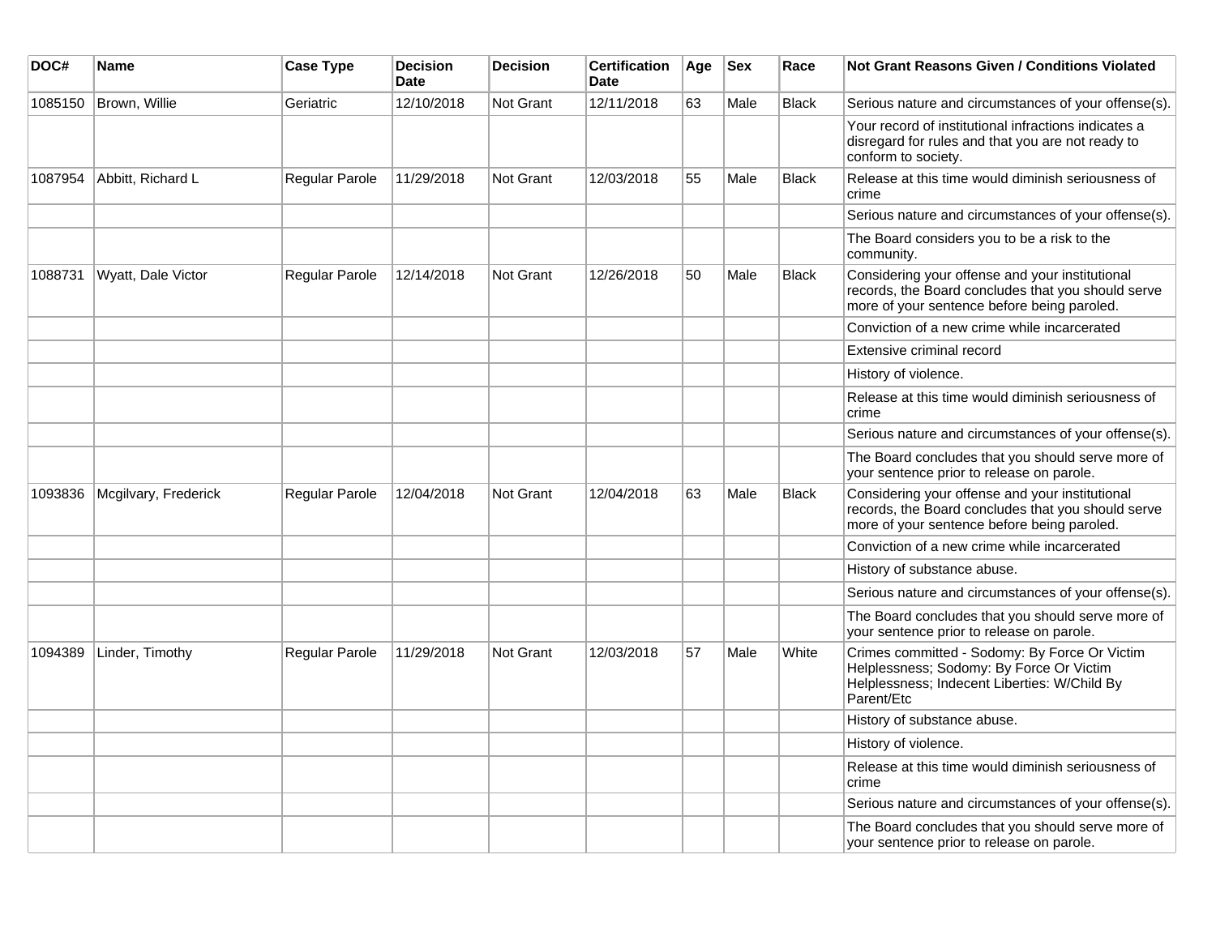| DOC# | Name | Case Type | Decision Date | Decision | Certification Date | Age | Sex | Race | Not Grant Reasons Given / Conditions Violated |
| --- | --- | --- | --- | --- | --- | --- | --- | --- | --- |
| 1085150 | Brown, Willie | Geriatric | 12/10/2018 | Not Grant | 12/11/2018 | 63 | Male | Black | Serious nature and circumstances of your offense(s). |
| | | | | | | | | | Your record of institutional infractions indicates a disregard for rules and that you are not ready to conform to society. |
| 1087954 | Abbitt, Richard L | Regular Parole | 11/29/2018 | Not Grant | 12/03/2018 | 55 | Male | Black | Release at this time would diminish seriousness of crime |
| | | | | | | | | | Serious nature and circumstances of your offense(s). |
| | | | | | | | | | The Board considers you to be a risk to the community. |
| 1088731 | Wyatt, Dale Victor | Regular Parole | 12/14/2018 | Not Grant | 12/26/2018 | 50 | Male | Black | Considering your offense and your institutional records, the Board concludes that you should serve more of your sentence before being paroled. |
| | | | | | | | | | Conviction of a new crime while incarcerated |
| | | | | | | | | | Extensive criminal record |
| | | | | | | | | | History of violence. |
| | | | | | | | | | Release at this time would diminish seriousness of crime |
| | | | | | | | | | Serious nature and circumstances of your offense(s). |
| | | | | | | | | | The Board concludes that you should serve more of your sentence prior to release on parole. |
| 1093836 | Mcgilvary, Frederick | Regular Parole | 12/04/2018 | Not Grant | 12/04/2018 | 63 | Male | Black | Considering your offense and your institutional records, the Board concludes that you should serve more of your sentence before being paroled. |
| | | | | | | | | | Conviction of a new crime while incarcerated |
| | | | | | | | | | History of substance abuse. |
| | | | | | | | | | Serious nature and circumstances of your offense(s). |
| | | | | | | | | | The Board concludes that you should serve more of your sentence prior to release on parole. |
| 1094389 | Linder, Timothy | Regular Parole | 11/29/2018 | Not Grant | 12/03/2018 | 57 | Male | White | Crimes committed - Sodomy: By Force Or Victim Helplessness; Sodomy: By Force Or Victim Helplessness; Indecent Liberties: W/Child By Parent/Etc |
| | | | | | | | | | History of substance abuse. |
| | | | | | | | | | History of violence. |
| | | | | | | | | | Release at this time would diminish seriousness of crime |
| | | | | | | | | | Serious nature and circumstances of your offense(s). |
| | | | | | | | | | The Board concludes that you should serve more of your sentence prior to release on parole. |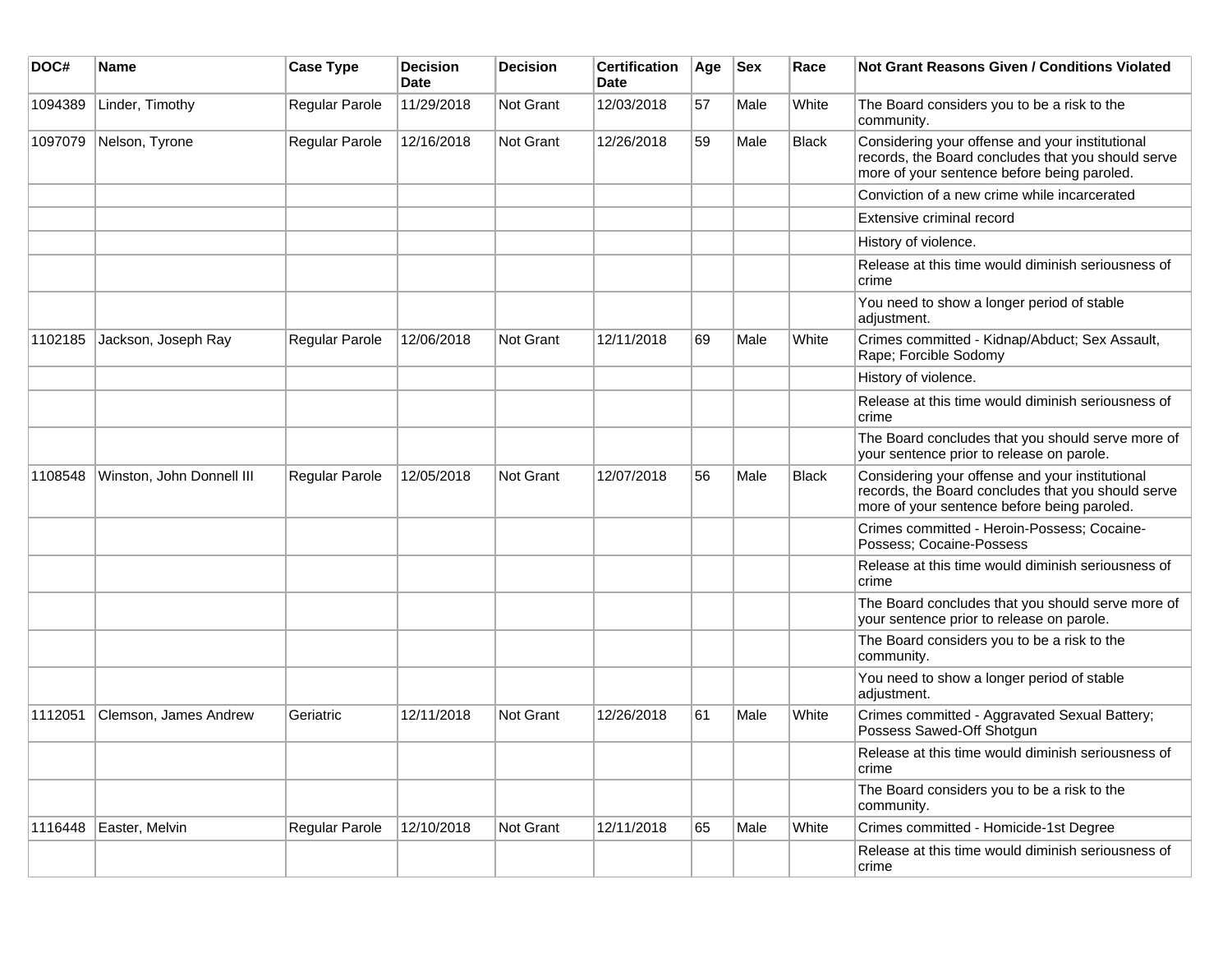| DOC# | Name | Case Type | Decision Date | Decision | Certification Date | Age | Sex | Race | Not Grant Reasons Given / Conditions Violated |
|---|---|---|---|---|---|---|---|---|---|
| 1094389 | Linder, Timothy | Regular Parole | 11/29/2018 | Not Grant | 12/03/2018 | 57 | Male | White | The Board considers you to be a risk to the community. |
| 1097079 | Nelson, Tyrone | Regular Parole | 12/16/2018 | Not Grant | 12/26/2018 | 59 | Male | Black | Considering your offense and your institutional records, the Board concludes that you should serve more of your sentence before being paroled. |
| | | | | | | | | | Conviction of a new crime while incarcerated |
| | | | | | | | | | Extensive criminal record |
| | | | | | | | | | History of violence. |
| | | | | | | | | | Release at this time would diminish seriousness of crime |
| | | | | | | | | | You need to show a longer period of stable adjustment. |
| 1102185 | Jackson, Joseph Ray | Regular Parole | 12/06/2018 | Not Grant | 12/11/2018 | 69 | Male | White | Crimes committed - Kidnap/Abduct; Sex Assault, Rape; Forcible Sodomy |
| | | | | | | | | | History of violence. |
| | | | | | | | | | Release at this time would diminish seriousness of crime |
| | | | | | | | | | The Board concludes that you should serve more of your sentence prior to release on parole. |
| 1108548 | Winston, John Donnell III | Regular Parole | 12/05/2018 | Not Grant | 12/07/2018 | 56 | Male | Black | Considering your offense and your institutional records, the Board concludes that you should serve more of your sentence before being paroled. |
| | | | | | | | | | Crimes committed - Heroin-Possess; Cocaine-Possess; Cocaine-Possess |
| | | | | | | | | | Release at this time would diminish seriousness of crime |
| | | | | | | | | | The Board concludes that you should serve more of your sentence prior to release on parole. |
| | | | | | | | | | The Board considers you to be a risk to the community. |
| | | | | | | | | | You need to show a longer period of stable adjustment. |
| 1112051 | Clemson, James Andrew | Geriatric | 12/11/2018 | Not Grant | 12/26/2018 | 61 | Male | White | Crimes committed - Aggravated Sexual Battery; Possess Sawed-Off Shotgun |
| | | | | | | | | | Release at this time would diminish seriousness of crime |
| | | | | | | | | | The Board considers you to be a risk to the community. |
| 1116448 | Easter, Melvin | Regular Parole | 12/10/2018 | Not Grant | 12/11/2018 | 65 | Male | White | Crimes committed - Homicide-1st Degree |
| | | | | | | | | | Release at this time would diminish seriousness of crime |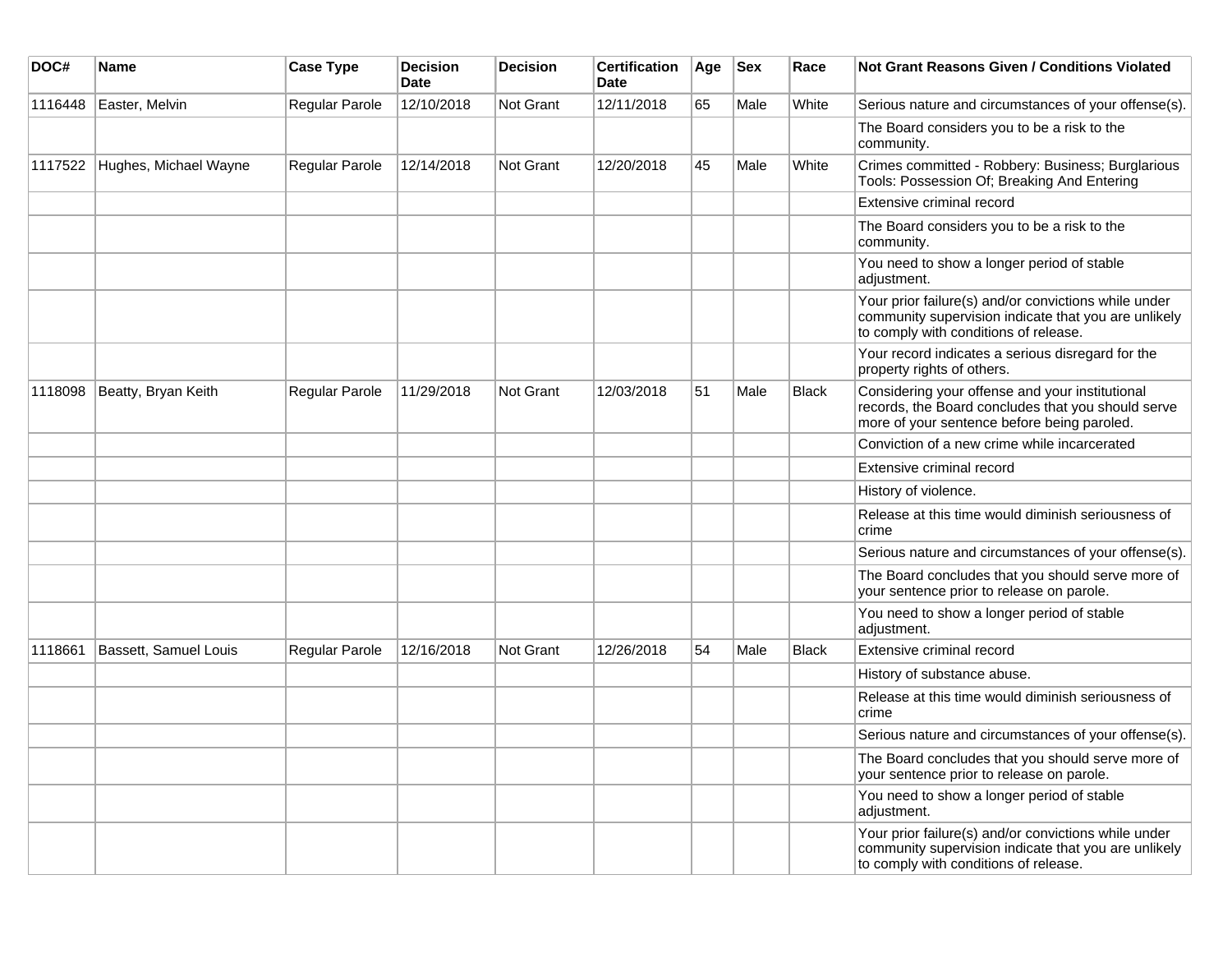| DOC# | Name | Case Type | Decision Date | Decision | Certification Date | Age | Sex | Race | Not Grant Reasons Given / Conditions Violated |
|---|---|---|---|---|---|---|---|---|---|
| 1116448 | Easter, Melvin | Regular Parole | 12/10/2018 | Not Grant | 12/11/2018 | 65 | Male | White | Serious nature and circumstances of your offense(s). |
| | | | | | | | | | The Board considers you to be a risk to the community. |
| 1117522 | Hughes, Michael Wayne | Regular Parole | 12/14/2018 | Not Grant | 12/20/2018 | 45 | Male | White | Crimes committed - Robbery: Business; Burglarious Tools: Possession Of; Breaking And Entering |
| | | | | | | | | | Extensive criminal record |
| | | | | | | | | | The Board considers you to be a risk to the community. |
| | | | | | | | | | You need to show a longer period of stable adjustment. |
| | | | | | | | | | Your prior failure(s) and/or convictions while under community supervision indicate that you are unlikely to comply with conditions of release. |
| | | | | | | | | | Your record indicates a serious disregard for the property rights of others. |
| 1118098 | Beatty, Bryan Keith | Regular Parole | 11/29/2018 | Not Grant | 12/03/2018 | 51 | Male | Black | Considering your offense and your institutional records, the Board concludes that you should serve more of your sentence before being paroled. |
| | | | | | | | | | Conviction of a new crime while incarcerated |
| | | | | | | | | | Extensive criminal record |
| | | | | | | | | | History of violence. |
| | | | | | | | | | Release at this time would diminish seriousness of crime |
| | | | | | | | | | Serious nature and circumstances of your offense(s). |
| | | | | | | | | | The Board concludes that you should serve more of your sentence prior to release on parole. |
| | | | | | | | | | You need to show a longer period of stable adjustment. |
| 1118661 | Bassett, Samuel Louis | Regular Parole | 12/16/2018 | Not Grant | 12/26/2018 | 54 | Male | Black | Extensive criminal record |
| | | | | | | | | | History of substance abuse. |
| | | | | | | | | | Release at this time would diminish seriousness of crime |
| | | | | | | | | | Serious nature and circumstances of your offense(s). |
| | | | | | | | | | The Board concludes that you should serve more of your sentence prior to release on parole. |
| | | | | | | | | | You need to show a longer period of stable adjustment. |
| | | | | | | | | | Your prior failure(s) and/or convictions while under community supervision indicate that you are unlikely to comply with conditions of release. |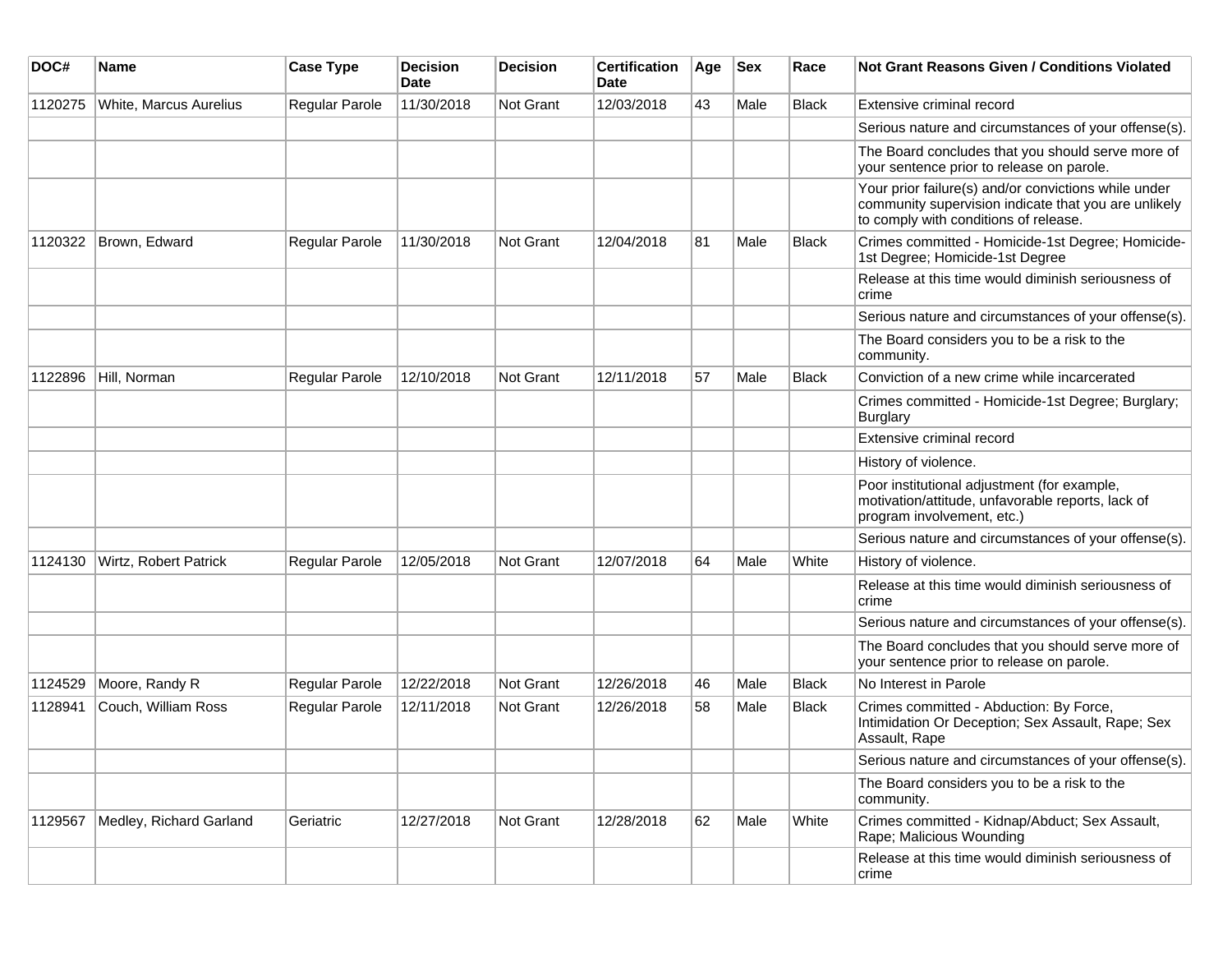| DOC# | Name | Case Type | Decision Date | Decision | Certification Date | Age | Sex | Race | Not Grant Reasons Given / Conditions Violated |
|---|---|---|---|---|---|---|---|---|---|
| 1120275 | White, Marcus Aurelius | Regular Parole | 11/30/2018 | Not Grant | 12/03/2018 | 43 | Male | Black | Extensive criminal record |
| | | | | | | | | | Serious nature and circumstances of your offense(s). |
| | | | | | | | | | The Board concludes that you should serve more of your sentence prior to release on parole. |
| | | | | | | | | | Your prior failure(s) and/or convictions while under community supervision indicate that you are unlikely to comply with conditions of release. |
| 1120322 | Brown, Edward | Regular Parole | 11/30/2018 | Not Grant | 12/04/2018 | 81 | Male | Black | Crimes committed - Homicide-1st Degree; Homicide-1st Degree; Homicide-1st Degree |
| | | | | | | | | | Release at this time would diminish seriousness of crime |
| | | | | | | | | | Serious nature and circumstances of your offense(s). |
| | | | | | | | | | The Board considers you to be a risk to the community. |
| 1122896 | Hill, Norman | Regular Parole | 12/10/2018 | Not Grant | 12/11/2018 | 57 | Male | Black | Conviction of a new crime while incarcerated |
| | | | | | | | | | Crimes committed - Homicide-1st Degree; Burglary; Burglary |
| | | | | | | | | | Extensive criminal record |
| | | | | | | | | | History of violence. |
| | | | | | | | | | Poor institutional adjustment (for example, motivation/attitude, unfavorable reports, lack of program involvement, etc.) |
| | | | | | | | | | Serious nature and circumstances of your offense(s). |
| 1124130 | Wirtz, Robert Patrick | Regular Parole | 12/05/2018 | Not Grant | 12/07/2018 | 64 | Male | White | History of violence. |
| | | | | | | | | | Release at this time would diminish seriousness of crime |
| | | | | | | | | | Serious nature and circumstances of your offense(s). |
| | | | | | | | | | The Board concludes that you should serve more of your sentence prior to release on parole. |
| 1124529 | Moore, Randy R | Regular Parole | 12/22/2018 | Not Grant | 12/26/2018 | 46 | Male | Black | No Interest in Parole |
| 1128941 | Couch, William Ross | Regular Parole | 12/11/2018 | Not Grant | 12/26/2018 | 58 | Male | Black | Crimes committed - Abduction: By Force, Intimidation Or Deception; Sex Assault, Rape; Sex Assault, Rape |
| | | | | | | | | | Serious nature and circumstances of your offense(s). |
| | | | | | | | | | The Board considers you to be a risk to the community. |
| 1129567 | Medley, Richard Garland | Geriatric | 12/27/2018 | Not Grant | 12/28/2018 | 62 | Male | White | Crimes committed - Kidnap/Abduct; Sex Assault, Rape; Malicious Wounding |
| | | | | | | | | | Release at this time would diminish seriousness of crime |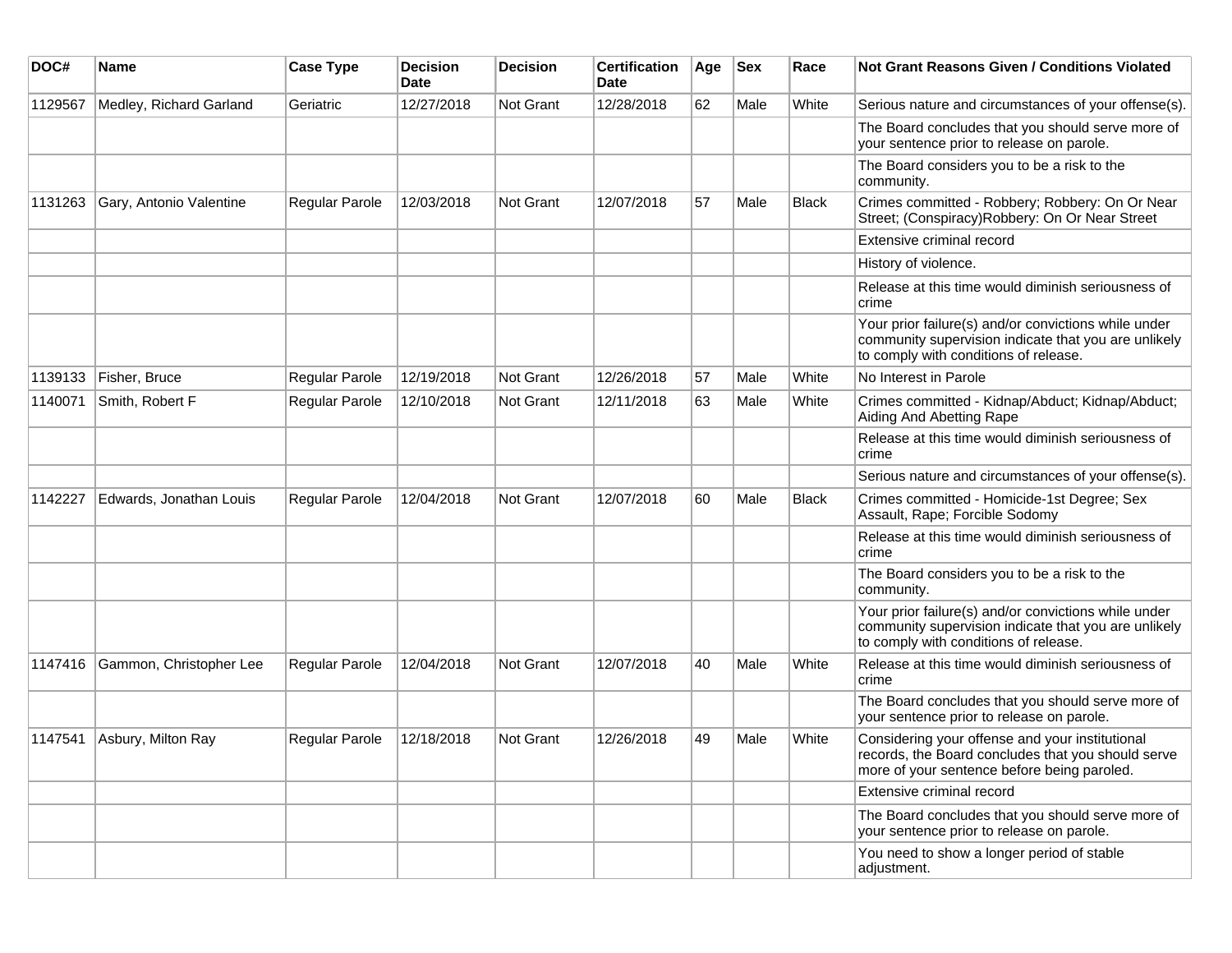| DOC# | Name | Case Type | Decision Date | Decision | Certification Date | Age | Sex | Race | Not Grant Reasons Given / Conditions Violated |
|---|---|---|---|---|---|---|---|---|---|
| 1129567 | Medley, Richard Garland | Geriatric | 12/27/2018 | Not Grant | 12/28/2018 | 62 | Male | White | Serious nature and circumstances of your offense(s). |
| | | | | | | | | | The Board concludes that you should serve more of your sentence prior to release on parole. |
| | | | | | | | | | The Board considers you to be a risk to the community. |
| 1131263 | Gary, Antonio Valentine | Regular Parole | 12/03/2018 | Not Grant | 12/07/2018 | 57 | Male | Black | Crimes committed - Robbery; Robbery: On Or Near Street; (Conspiracy)Robbery: On Or Near Street |
| | | | | | | | | | Extensive criminal record |
| | | | | | | | | | History of violence. |
| | | | | | | | | | Release at this time would diminish seriousness of crime |
| | | | | | | | | | Your prior failure(s) and/or convictions while under community supervision indicate that you are unlikely to comply with conditions of release. |
| 1139133 | Fisher, Bruce | Regular Parole | 12/19/2018 | Not Grant | 12/26/2018 | 57 | Male | White | No Interest in Parole |
| 1140071 | Smith, Robert F | Regular Parole | 12/10/2018 | Not Grant | 12/11/2018 | 63 | Male | White | Crimes committed - Kidnap/Abduct; Kidnap/Abduct; Aiding And Abetting Rape |
| | | | | | | | | | Release at this time would diminish seriousness of crime |
| | | | | | | | | | Serious nature and circumstances of your offense(s). |
| 1142227 | Edwards, Jonathan Louis | Regular Parole | 12/04/2018 | Not Grant | 12/07/2018 | 60 | Male | Black | Crimes committed - Homicide-1st Degree; Sex Assault, Rape; Forcible Sodomy |
| | | | | | | | | | Release at this time would diminish seriousness of crime |
| | | | | | | | | | The Board considers you to be a risk to the community. |
| | | | | | | | | | Your prior failure(s) and/or convictions while under community supervision indicate that you are unlikely to comply with conditions of release. |
| 1147416 | Gammon, Christopher Lee | Regular Parole | 12/04/2018 | Not Grant | 12/07/2018 | 40 | Male | White | Release at this time would diminish seriousness of crime |
| | | | | | | | | | The Board concludes that you should serve more of your sentence prior to release on parole. |
| 1147541 | Asbury, Milton Ray | Regular Parole | 12/18/2018 | Not Grant | 12/26/2018 | 49 | Male | White | Considering your offense and your institutional records, the Board concludes that you should serve more of your sentence before being paroled. |
| | | | | | | | | | Extensive criminal record |
| | | | | | | | | | The Board concludes that you should serve more of your sentence prior to release on parole. |
| | | | | | | | | | You need to show a longer period of stable adjustment. |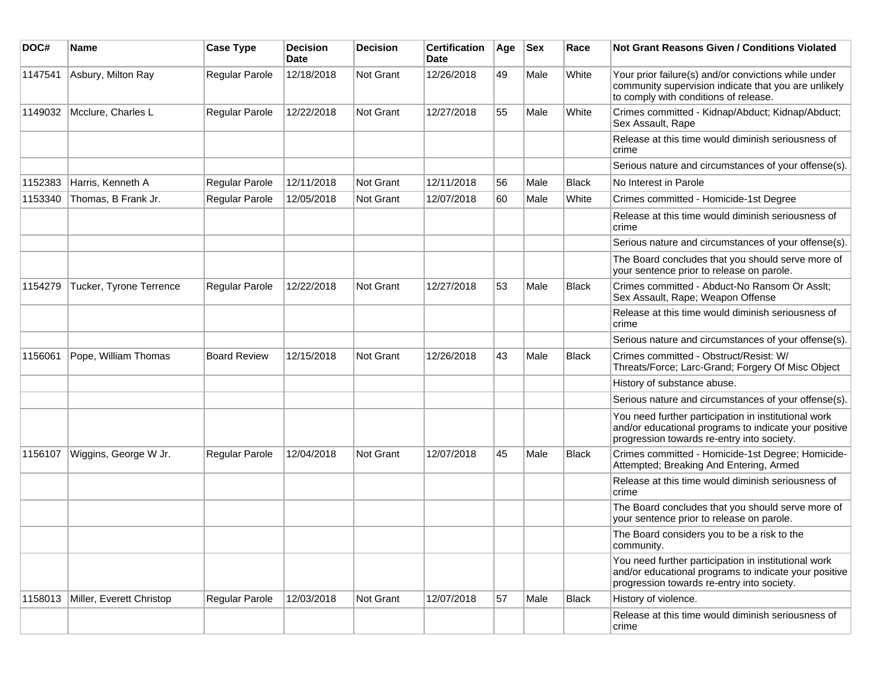| DOC# | Name | Case Type | Decision Date | Decision | Certification Date | Age | Sex | Race | Not Grant Reasons Given / Conditions Violated |
|---|---|---|---|---|---|---|---|---|---|
| 1147541 | Asbury, Milton Ray | Regular Parole | 12/18/2018 | Not Grant | 12/26/2018 | 49 | Male | White | Your prior failure(s) and/or convictions while under community supervision indicate that you are unlikely to comply with conditions of release. |
| 1149032 | Mcclure, Charles L | Regular Parole | 12/22/2018 | Not Grant | 12/27/2018 | 55 | Male | White | Crimes committed - Kidnap/Abduct; Kidnap/Abduct; Sex Assault, Rape |
| | | | | | | | | | Release at this time would diminish seriousness of crime |
| | | | | | | | | | Serious nature and circumstances of your offense(s). |
| 1152383 | Harris, Kenneth A | Regular Parole | 12/11/2018 | Not Grant | 12/11/2018 | 56 | Male | Black | No Interest in Parole |
| 1153340 | Thomas, B Frank Jr. | Regular Parole | 12/05/2018 | Not Grant | 12/07/2018 | 60 | Male | White | Crimes committed - Homicide-1st Degree |
| | | | | | | | | | Release at this time would diminish seriousness of crime |
| | | | | | | | | | Serious nature and circumstances of your offense(s). |
| | | | | | | | | | The Board concludes that you should serve more of your sentence prior to release on parole. |
| 1154279 | Tucker, Tyrone Terrence | Regular Parole | 12/22/2018 | Not Grant | 12/27/2018 | 53 | Male | Black | Crimes committed - Abduct-No Ransom Or Asslt; Sex Assault, Rape; Weapon Offense |
| | | | | | | | | | Release at this time would diminish seriousness of crime |
| | | | | | | | | | Serious nature and circumstances of your offense(s). |
| 1156061 | Pope, William Thomas | Board Review | 12/15/2018 | Not Grant | 12/26/2018 | 43 | Male | Black | Crimes committed - Obstruct/Resist: W/ Threats/Force; Larc-Grand; Forgery Of Misc Object |
| | | | | | | | | | History of substance abuse. |
| | | | | | | | | | Serious nature and circumstances of your offense(s). |
| | | | | | | | | | You need further participation in institutional work and/or educational programs to indicate your positive progression towards re-entry into society. |
| 1156107 | Wiggins, George W Jr. | Regular Parole | 12/04/2018 | Not Grant | 12/07/2018 | 45 | Male | Black | Crimes committed - Homicide-1st Degree; Homicide-Attempted; Breaking And Entering, Armed |
| | | | | | | | | | Release at this time would diminish seriousness of crime |
| | | | | | | | | | The Board concludes that you should serve more of your sentence prior to release on parole. |
| | | | | | | | | | The Board considers you to be a risk to the community. |
| | | | | | | | | | You need further participation in institutional work and/or educational programs to indicate your positive progression towards re-entry into society. |
| 1158013 | Miller, Everett Christop | Regular Parole | 12/03/2018 | Not Grant | 12/07/2018 | 57 | Male | Black | History of violence. |
| | | | | | | | | | Release at this time would diminish seriousness of crime |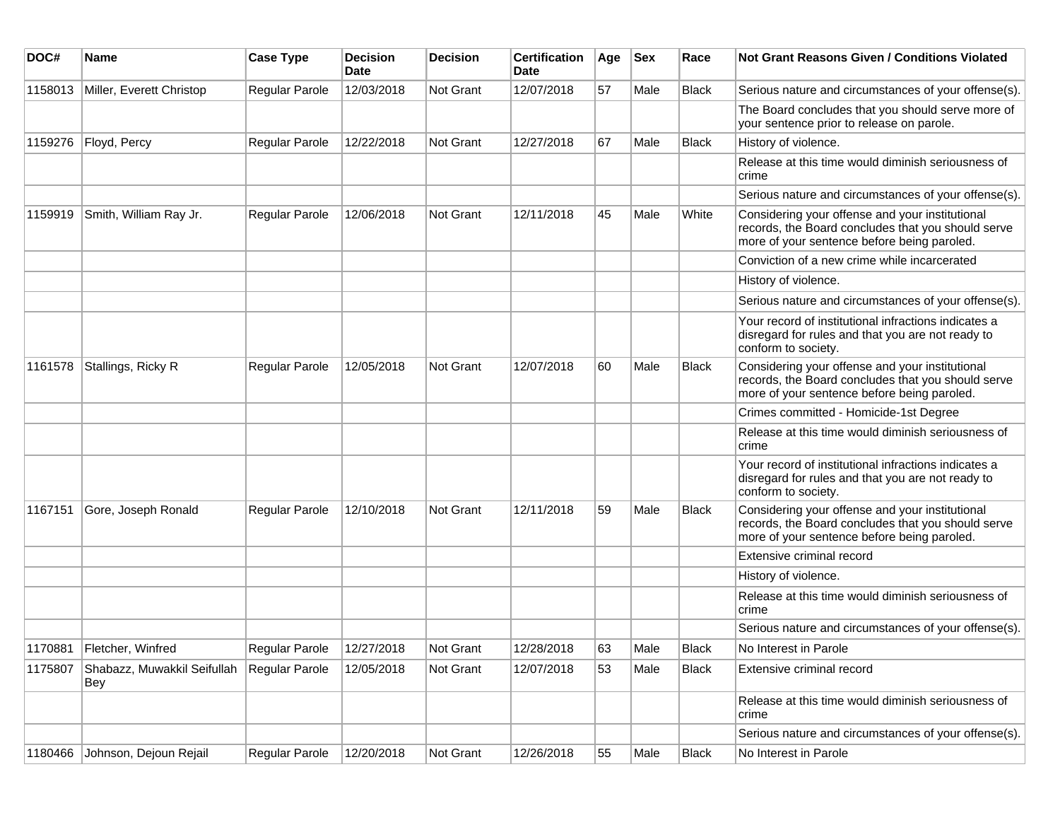| DOC# | Name | Case Type | Decision Date | Decision | Certification Date | Age | Sex | Race | Not Grant Reasons Given / Conditions Violated |
|---|---|---|---|---|---|---|---|---|---|
| 1158013 | Miller, Everett Christop | Regular Parole | 12/03/2018 | Not Grant | 12/07/2018 | 57 | Male | Black | Serious nature and circumstances of your offense(s). |
| | | | | | | | | | The Board concludes that you should serve more of your sentence prior to release on parole. |
| 1159276 | Floyd, Percy | Regular Parole | 12/22/2018 | Not Grant | 12/27/2018 | 67 | Male | Black | History of violence. |
| | | | | | | | | | Release at this time would diminish seriousness of crime |
| | | | | | | | | | Serious nature and circumstances of your offense(s). |
| 1159919 | Smith, William Ray Jr. | Regular Parole | 12/06/2018 | Not Grant | 12/11/2018 | 45 | Male | White | Considering your offense and your institutional records, the Board concludes that you should serve more of your sentence before being paroled. |
| | | | | | | | | | Conviction of a new crime while incarcerated |
| | | | | | | | | | History of violence. |
| | | | | | | | | | Serious nature and circumstances of your offense(s). |
| | | | | | | | | | Your record of institutional infractions indicates a disregard for rules and that you are not ready to conform to society. |
| 1161578 | Stallings, Ricky R | Regular Parole | 12/05/2018 | Not Grant | 12/07/2018 | 60 | Male | Black | Considering your offense and your institutional records, the Board concludes that you should serve more of your sentence before being paroled. |
| | | | | | | | | | Crimes committed - Homicide-1st Degree |
| | | | | | | | | | Release at this time would diminish seriousness of crime |
| | | | | | | | | | Your record of institutional infractions indicates a disregard for rules and that you are not ready to conform to society. |
| 1167151 | Gore, Joseph Ronald | Regular Parole | 12/10/2018 | Not Grant | 12/11/2018 | 59 | Male | Black | Considering your offense and your institutional records, the Board concludes that you should serve more of your sentence before being paroled. |
| | | | | | | | | | Extensive criminal record |
| | | | | | | | | | History of violence. |
| | | | | | | | | | Release at this time would diminish seriousness of crime |
| | | | | | | | | | Serious nature and circumstances of your offense(s). |
| 1170881 | Fletcher, Winfred | Regular Parole | 12/27/2018 | Not Grant | 12/28/2018 | 63 | Male | Black | No Interest in Parole |
| 1175807 | Shabazz, Muwakkil Seifullah Bey | Regular Parole | 12/05/2018 | Not Grant | 12/07/2018 | 53 | Male | Black | Extensive criminal record |
| | | | | | | | | | Release at this time would diminish seriousness of crime |
| | | | | | | | | | Serious nature and circumstances of your offense(s). |
| 1180466 | Johnson, Dejoun Rejail | Regular Parole | 12/20/2018 | Not Grant | 12/26/2018 | 55 | Male | Black | No Interest in Parole |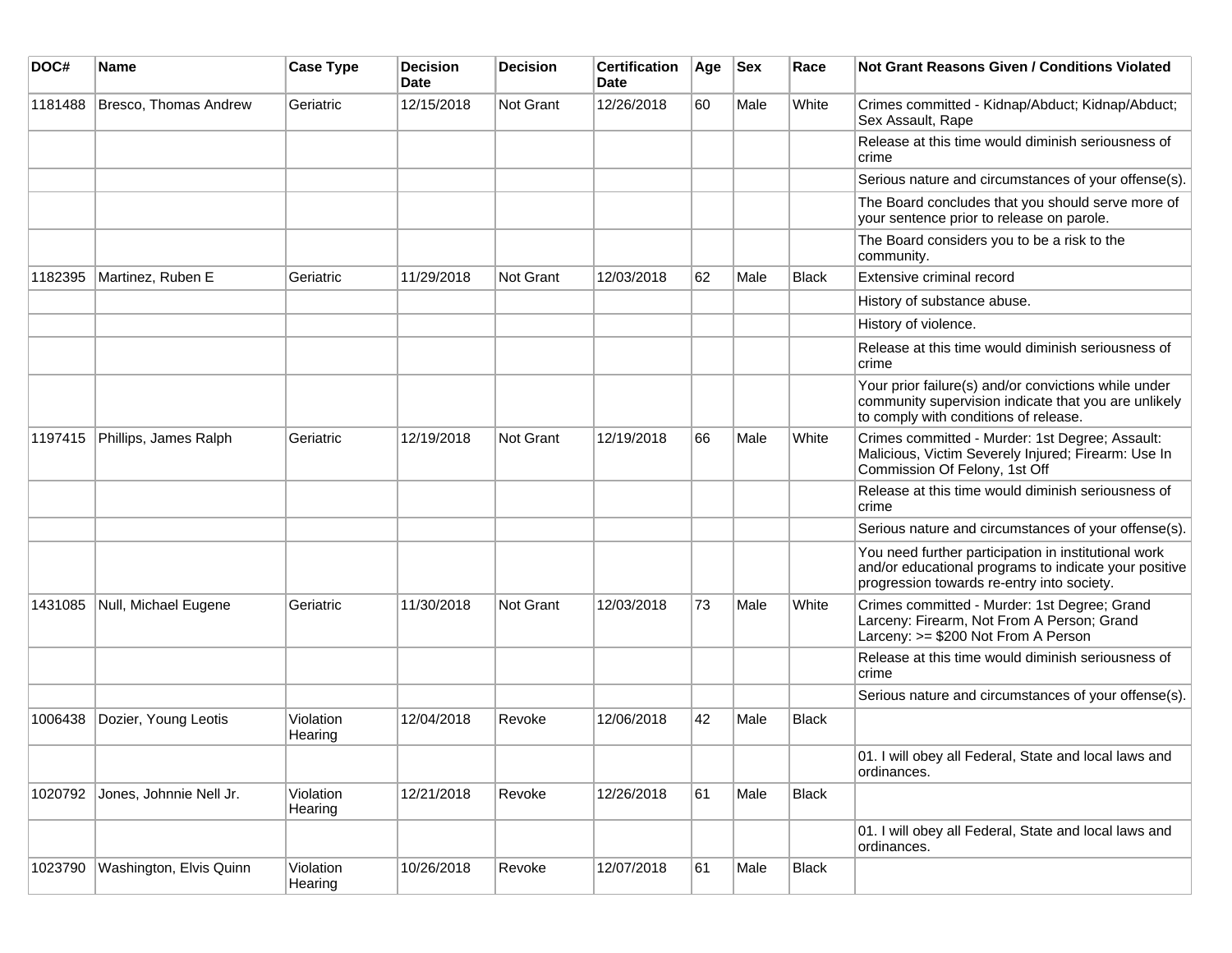| DOC# | Name | Case Type | Decision Date | Decision | Certification Date | Age | Sex | Race | Not Grant Reasons Given / Conditions Violated |
|---|---|---|---|---|---|---|---|---|---|
| 1181488 | Bresco, Thomas Andrew | Geriatric | 12/15/2018 | Not Grant | 12/26/2018 | 60 | Male | White | Crimes committed - Kidnap/Abduct; Kidnap/Abduct; Sex Assault, Rape |
| | | | | | | | | | Release at this time would diminish seriousness of crime |
| | | | | | | | | | Serious nature and circumstances of your offense(s). |
| | | | | | | | | | The Board concludes that you should serve more of your sentence prior to release on parole. |
| | | | | | | | | | The Board considers you to be a risk to the community. |
| 1182395 | Martinez, Ruben E | Geriatric | 11/29/2018 | Not Grant | 12/03/2018 | 62 | Male | Black | Extensive criminal record |
| | | | | | | | | | History of substance abuse. |
| | | | | | | | | | History of violence. |
| | | | | | | | | | Release at this time would diminish seriousness of crime |
| | | | | | | | | | Your prior failure(s) and/or convictions while under community supervision indicate that you are unlikely to comply with conditions of release. |
| 1197415 | Phillips, James Ralph | Geriatric | 12/19/2018 | Not Grant | 12/19/2018 | 66 | Male | White | Crimes committed - Murder: 1st Degree; Assault: Malicious, Victim Severely Injured; Firearm: Use In Commission Of Felony, 1st Off |
| | | | | | | | | | Release at this time would diminish seriousness of crime |
| | | | | | | | | | Serious nature and circumstances of your offense(s). |
| | | | | | | | | | You need further participation in institutional work and/or educational programs to indicate your positive progression towards re-entry into society. |
| 1431085 | Null, Michael Eugene | Geriatric | 11/30/2018 | Not Grant | 12/03/2018 | 73 | Male | White | Crimes committed - Murder: 1st Degree; Grand Larceny: Firearm, Not From A Person; Grand Larceny: >= $200 Not From A Person |
| | | | | | | | | | Release at this time would diminish seriousness of crime |
| | | | | | | | | | Serious nature and circumstances of your offense(s). |
| 1006438 | Dozier, Young Leotis | Violation Hearing | 12/04/2018 | Revoke | 12/06/2018 | 42 | Male | Black | |
| | | | | | | | | | 01. I will obey all Federal, State and local laws and ordinances. |
| 1020792 | Jones, Johnnie Nell Jr. | Violation Hearing | 12/21/2018 | Revoke | 12/26/2018 | 61 | Male | Black | |
| | | | | | | | | | 01. I will obey all Federal, State and local laws and ordinances. |
| 1023790 | Washington, Elvis Quinn | Violation Hearing | 10/26/2018 | Revoke | 12/07/2018 | 61 | Male | Black | |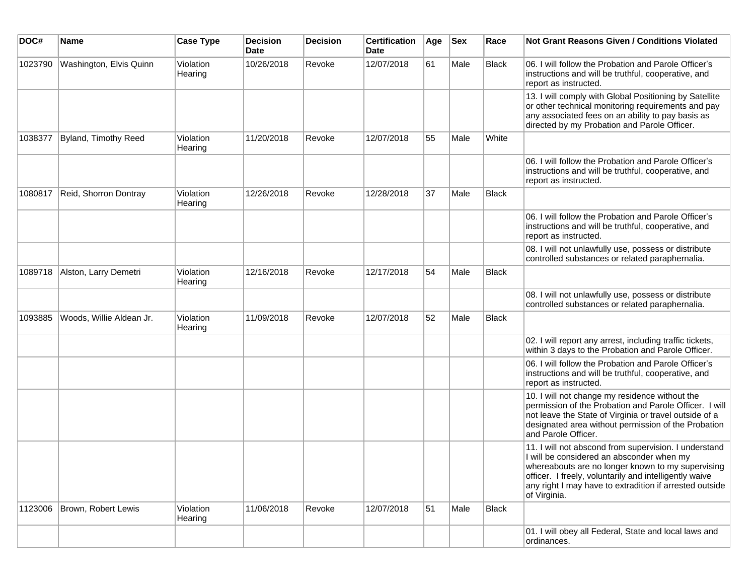| DOC# | Name | Case Type | Decision Date | Decision | Certification Date | Age | Sex | Race | Not Grant Reasons Given / Conditions Violated |
|---|---|---|---|---|---|---|---|---|---|
| 1023790 | Washington, Elvis Quinn | Violation Hearing | 10/26/2018 | Revoke | 12/07/2018 | 61 | Male | Black | 06. I will follow the Probation and Parole Officer's instructions and will be truthful, cooperative, and report as instructed. |
| | | | | | | | | | 13. I will comply with Global Positioning by Satellite or other technical monitoring requirements and pay any associated fees on an ability to pay basis as directed by my Probation and Parole Officer. |
| 1038377 | Byland, Timothy Reed | Violation Hearing | 11/20/2018 | Revoke | 12/07/2018 | 55 | Male | White | |
| | | | | | | | | | 06. I will follow the Probation and Parole Officer's instructions and will be truthful, cooperative, and report as instructed. |
| 1080817 | Reid, Shorron Dontray | Violation Hearing | 12/26/2018 | Revoke | 12/28/2018 | 37 | Male | Black | |
| | | | | | | | | | 06. I will follow the Probation and Parole Officer's instructions and will be truthful, cooperative, and report as instructed. |
| | | | | | | | | | 08. I will not unlawfully use, possess or distribute controlled substances or related paraphernalia. |
| 1089718 | Alston, Larry Demetri | Violation Hearing | 12/16/2018 | Revoke | 12/17/2018 | 54 | Male | Black | |
| | | | | | | | | | 08. I will not unlawfully use, possess or distribute controlled substances or related paraphernalia. |
| 1093885 | Woods, Willie Aldean Jr. | Violation Hearing | 11/09/2018 | Revoke | 12/07/2018 | 52 | Male | Black | |
| | | | | | | | | | 02. I will report any arrest, including traffic tickets, within 3 days to the Probation and Parole Officer. |
| | | | | | | | | | 06. I will follow the Probation and Parole Officer's instructions and will be truthful, cooperative, and report as instructed. |
| | | | | | | | | | 10. I will not change my residence without the permission of the Probation and Parole Officer. I will not leave the State of Virginia or travel outside of a designated area without permission of the Probation and Parole Officer. |
| | | | | | | | | | 11. I will not abscond from supervision. I understand I will be considered an absconder when my whereabouts are no longer known to my supervising officer. I freely, voluntarily and intelligently waive any right I may have to extradition if arrested outside of Virginia. |
| 1123006 | Brown, Robert Lewis | Violation Hearing | 11/06/2018 | Revoke | 12/07/2018 | 51 | Male | Black | |
| | | | | | | | | | 01. I will obey all Federal, State and local laws and ordinances. |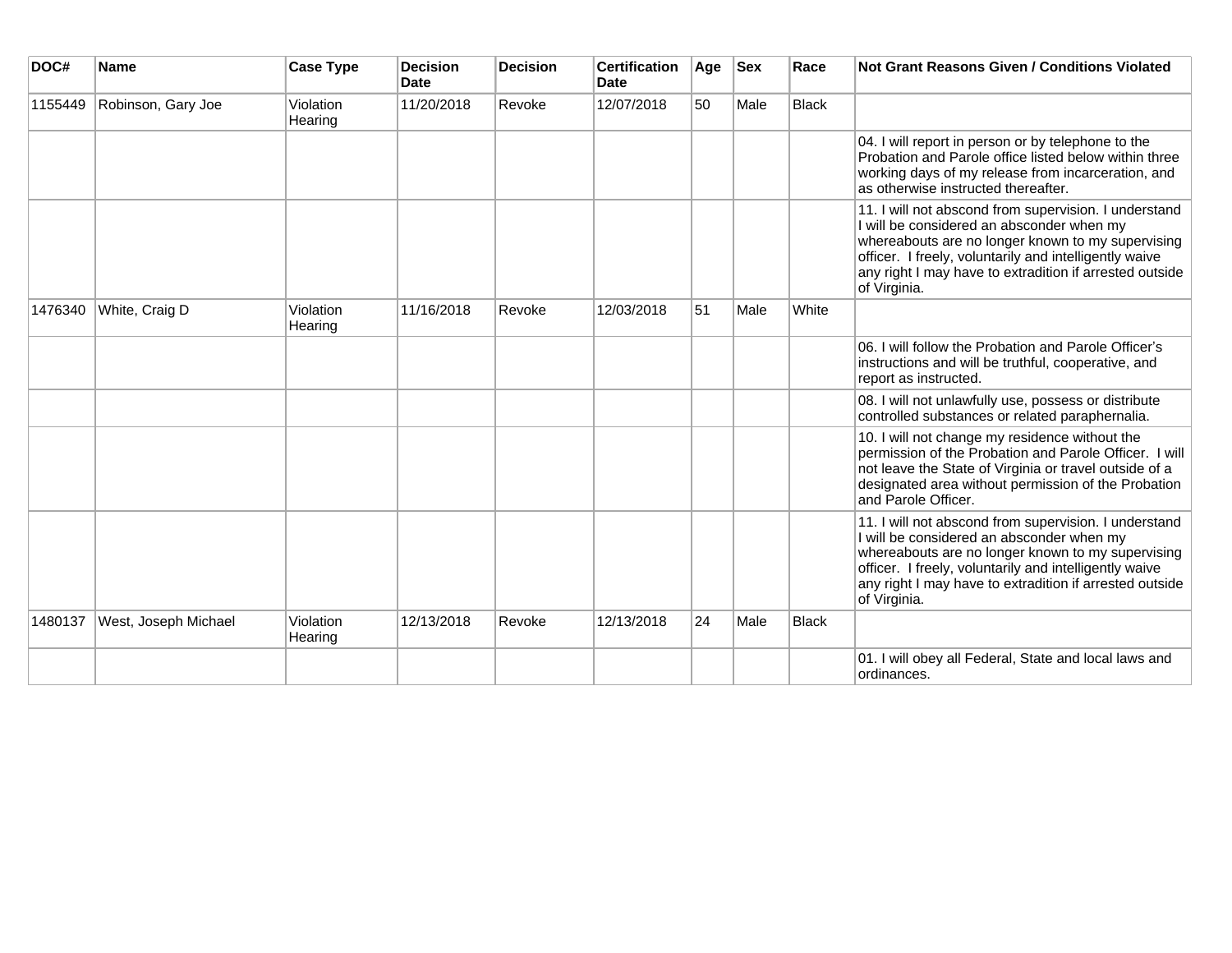| DOC# | Name | Case Type | Decision Date | Decision | Certification Date | Age | Sex | Race | Not Grant Reasons Given / Conditions Violated |
|---|---|---|---|---|---|---|---|---|---|
| 1155449 | Robinson, Gary Joe | Violation Hearing | 11/20/2018 | Revoke | 12/07/2018 | 50 | Male | Black | |
| | | | | | | | | | 04. I will report in person or by telephone to the Probation and Parole office listed below within three working days of my release from incarceration, and as otherwise instructed thereafter. |
| | | | | | | | | | 11. I will not abscond from supervision. I understand I will be considered an absconder when my whereabouts are no longer known to my supervising officer. I freely, voluntarily and intelligently waive any right I may have to extradition if arrested outside of Virginia. |
| 1476340 | White, Craig D | Violation Hearing | 11/16/2018 | Revoke | 12/03/2018 | 51 | Male | White | |
| | | | | | | | | | 06. I will follow the Probation and Parole Officer's instructions and will be truthful, cooperative, and report as instructed. |
| | | | | | | | | | 08. I will not unlawfully use, possess or distribute controlled substances or related paraphernalia. |
| | | | | | | | | | 10. I will not change my residence without the permission of the Probation and Parole Officer. I will not leave the State of Virginia or travel outside of a designated area without permission of the Probation and Parole Officer. |
| | | | | | | | | | 11. I will not abscond from supervision. I understand I will be considered an absconder when my whereabouts are no longer known to my supervising officer. I freely, voluntarily and intelligently waive any right I may have to extradition if arrested outside of Virginia. |
| 1480137 | West, Joseph Michael | Violation Hearing | 12/13/2018 | Revoke | 12/13/2018 | 24 | Male | Black | |
| | | | | | | | | | 01. I will obey all Federal, State and local laws and ordinances. |